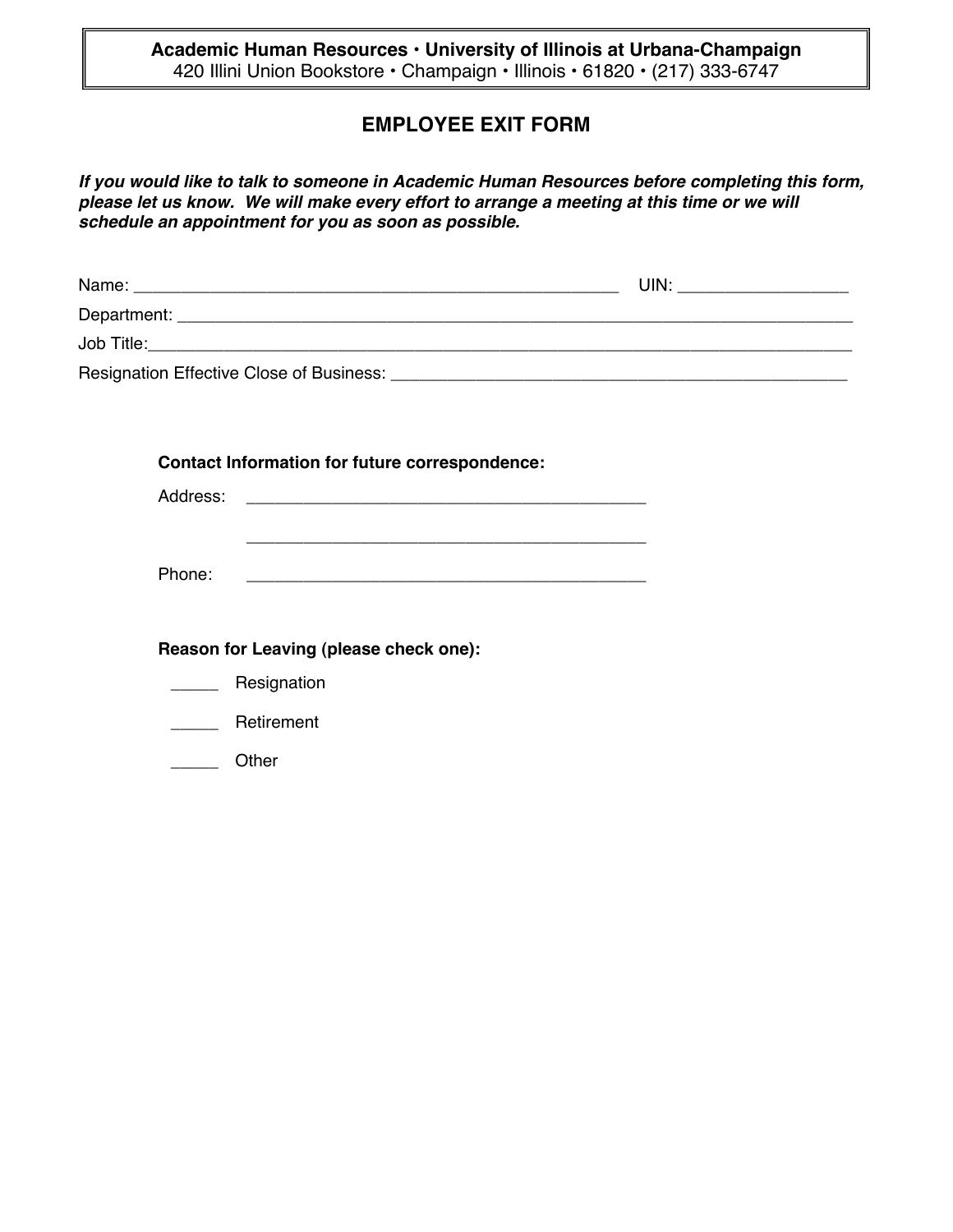**Academic Human Resources • University of Illinois at Urbana-Champaign**
420 Illini Union Bookstore • Champaign • Illinois • 61820 • (217) 333-6747

# EMPLOYEE EXIT FORM

***If you would like to talk to someone in Academic Human Resources before completing this form, please let us know. We will make every effort to arrange a meeting at this time or we will schedule an appointment for you as soon as possible.***

Name: ____________________________________________________ UIN: __________________

Department: ___________________________________________________________________________

Job Title:_____________________________________________________________________________

Resignation Effective Close of Business: __________________________________________________

**Contact Information for future correspondence:**

Address: ____________________________________________

____________________________________________

Phone: ____________________________________________

**Reason for Leaving (please check one):**

_____ Resignation

_____ Retirement

_____ Other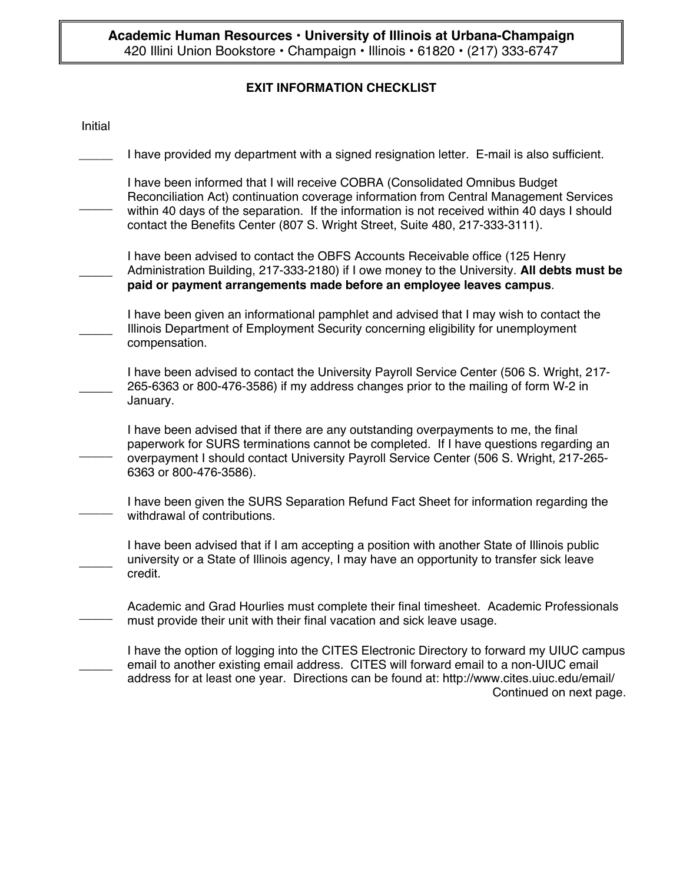**Academic Human Resources • University of Illinois at Urbana-Champaign**
420 Illini Union Bookstore • Champaign • Illinois • 61820 • (217) 333-6747

## EXIT INFORMATION CHECKLIST

Initial

_____ I have provided my department with a signed resignation letter. E-mail is also sufficient.

_____ I have been informed that I will receive COBRA (Consolidated Omnibus Budget Reconciliation Act) continuation coverage information from Central Management Services within 40 days of the separation. If the information is not received within 40 days I should contact the Benefits Center (807 S. Wright Street, Suite 480, 217-333-3111).

_____ I have been advised to contact the OBFS Accounts Receivable office (125 Henry Administration Building, 217-333-2180) if I owe money to the University. **All debts must be paid or payment arrangements made before an employee leaves campus**.

_____ I have been given an informational pamphlet and advised that I may wish to contact the Illinois Department of Employment Security concerning eligibility for unemployment compensation.

_____ I have been advised to contact the University Payroll Service Center (506 S. Wright, 217-265-6363 or 800-476-3586) if my address changes prior to the mailing of form W-2 in January.

_____ I have been advised that if there are any outstanding overpayments to me, the final paperwork for SURS terminations cannot be completed. If I have questions regarding an overpayment I should contact University Payroll Service Center (506 S. Wright, 217-265-6363 or 800-476-3586).

_____ I have been given the SURS Separation Refund Fact Sheet for information regarding the withdrawal of contributions.

_____ I have been advised that if I am accepting a position with another State of Illinois public university or a State of Illinois agency, I may have an opportunity to transfer sick leave credit.

_____ Academic and Grad Hourlies must complete their final timesheet. Academic Professionals must provide their unit with their final vacation and sick leave usage.

_____ I have the option of logging into the CITES Electronic Directory to forward my UIUC campus email to another existing email address. CITES will forward email to a non-UIUC email address for at least one year. Directions can be found at: http://www.cites.uiuc.edu/email/

Continued on next page.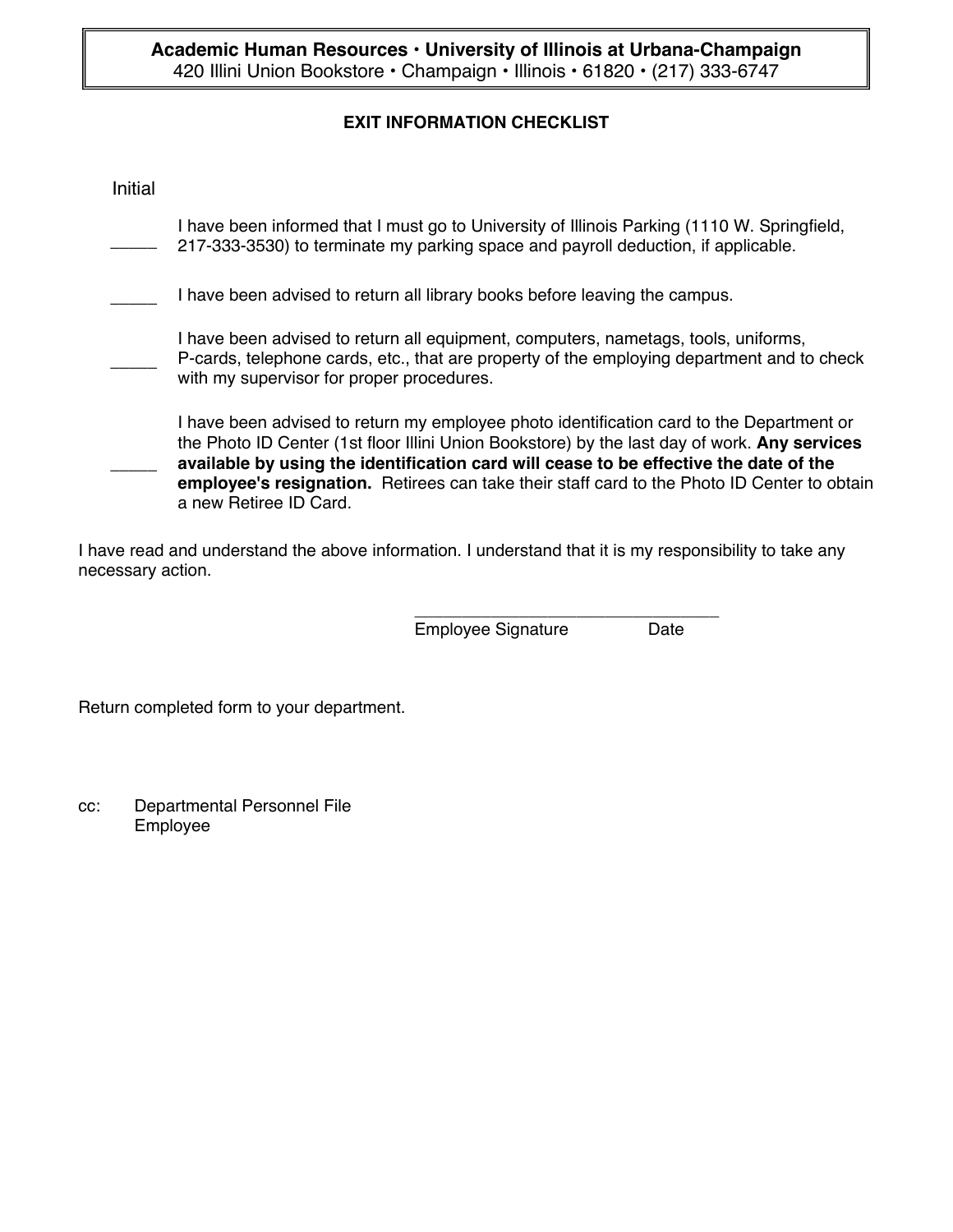**Academic Human Resources • University of Illinois at Urbana-Champaign**
420 Illini Union Bookstore • Champaign • Illinois • 61820 • (217) 333-6747

## EXIT INFORMATION CHECKLIST

Initial

_____ I have been informed that I must go to University of Illinois Parking (1110 W. Springfield, 217-333-3530) to terminate my parking space and payroll deduction, if applicable.

_____ I have been advised to return all library books before leaving the campus.

_____ I have been advised to return all equipment, computers, nametags, tools, uniforms, P-cards, telephone cards, etc., that are property of the employing department and to check with my supervisor for proper procedures.

_____ I have been advised to return my employee photo identification card to the Department or the Photo ID Center (1st floor Illini Union Bookstore) by the last day of work. **Any services available by using the identification card will cease to be effective the date of the employee's resignation.** Retirees can take their staff card to the Photo ID Center to obtain a new Retiree ID Card.

I have read and understand the above information. I understand that it is my responsibility to take any necessary action.

_________________________________
Employee Signature Date

Return completed form to your department.

cc: Departmental Personnel File
Employee